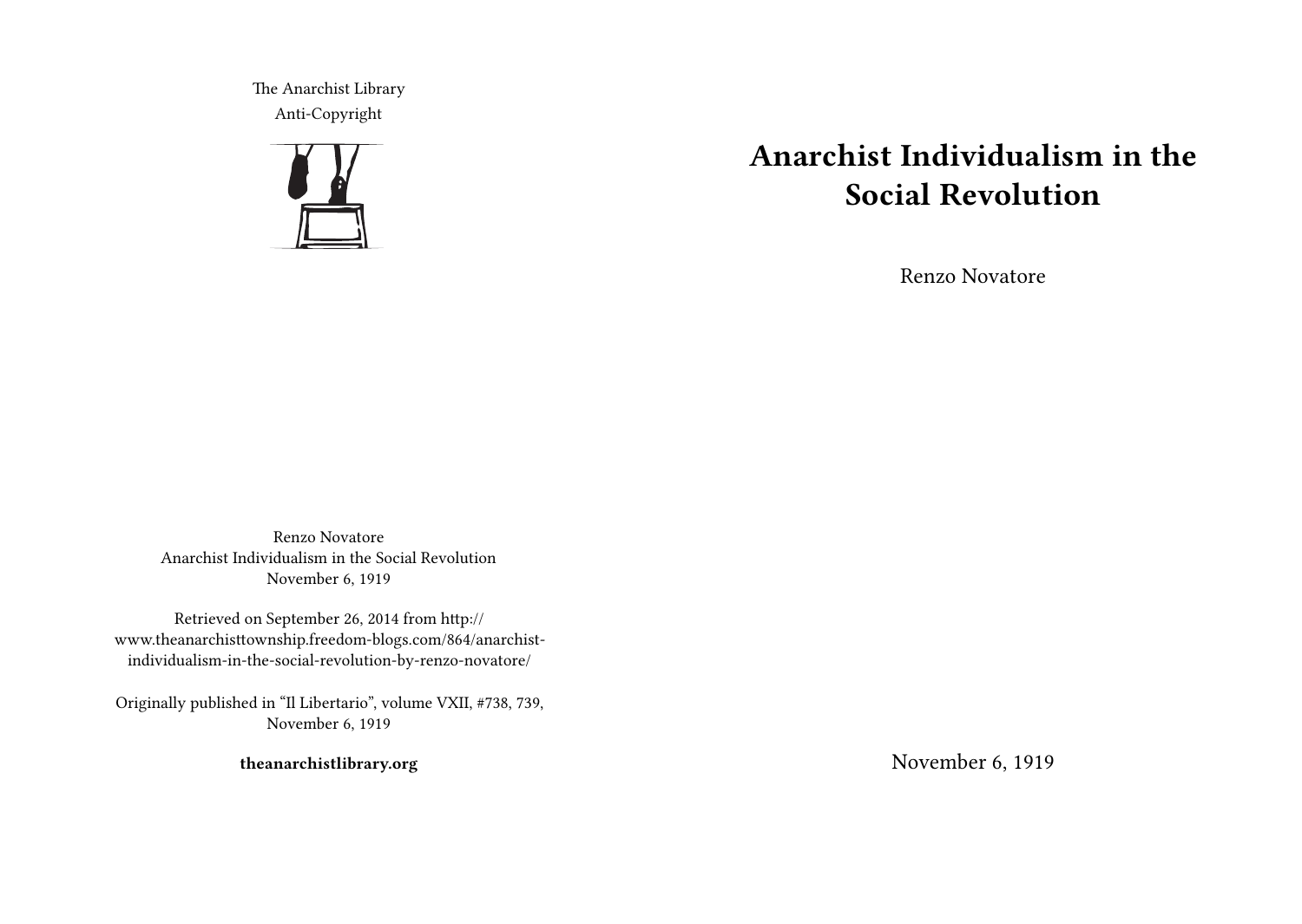The Anarchist Library
Anti-Copyright

# Anarchist Individualism in the Social Revolution

Renzo Novatore

November 6, 1919

Renzo Novatore
Anarchist Individualism in the Social Revolution
November 6, 1919

Retrieved on September 26, 2014 from http://www.theanarchisttownship.freedom-blogs.com/864/anarchist-individualism-in-the-social-revolution-by-renzo-novatore/

Originally published in "Il Libertario", volume VXII, #738, 739, November 6, 1919

**theanarchistlibrary.org**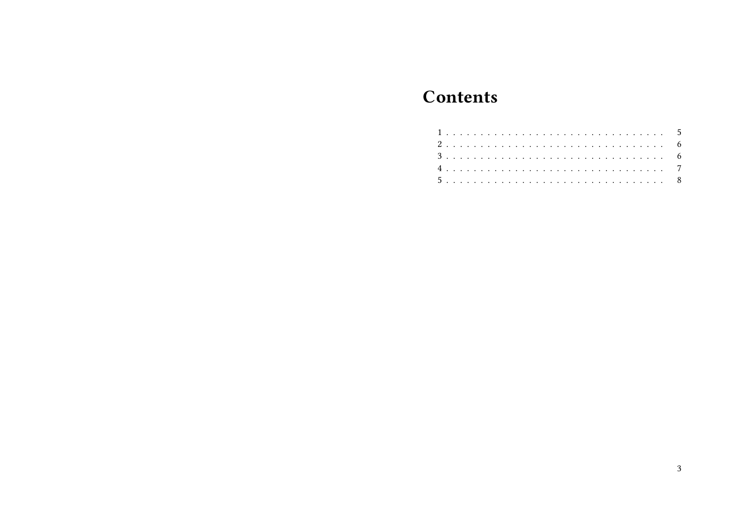# Contents

1 . . . . . . . . . . . . . . . . . . . . . . . . . . . . . . . 5
2 . . . . . . . . . . . . . . . . . . . . . . . . . . . . . . . 6
3 . . . . . . . . . . . . . . . . . . . . . . . . . . . . . . . 6
4 . . . . . . . . . . . . . . . . . . . . . . . . . . . . . . . 7
5 . . . . . . . . . . . . . . . . . . . . . . . . . . . . . . . 8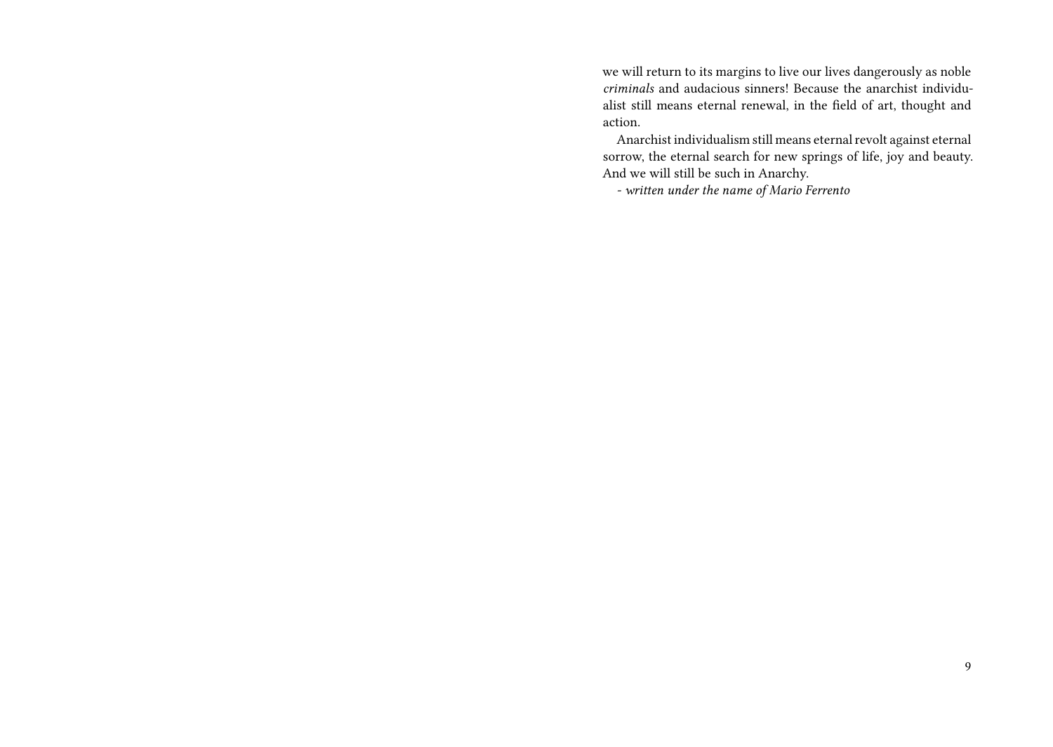we will return to its margins to live our lives dangerously as noble *criminals* and audacious sinners! Because the anarchist individualist still means eternal renewal, in the field of art, thought and action.

Anarchist individualism still means eternal revolt against eternal sorrow, the eternal search for new springs of life, joy and beauty. And we will still be such in Anarchy.

*- written under the name of Mario Ferrento*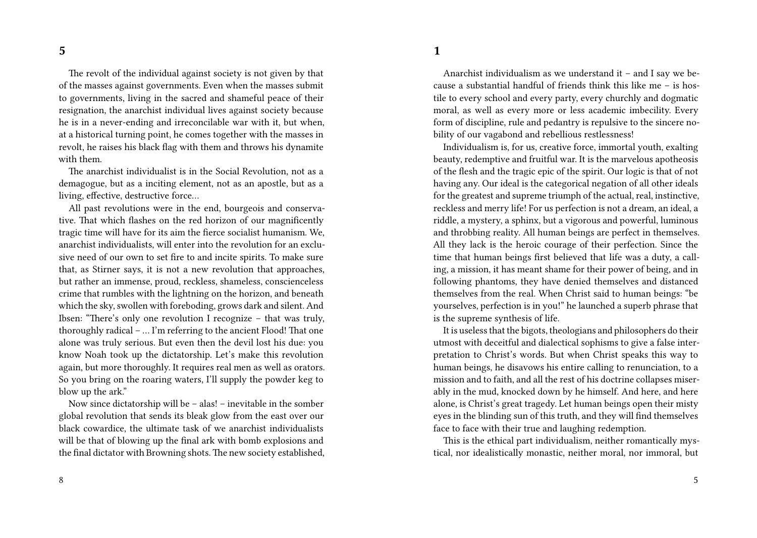## 5

The revolt of the individual against society is not given by that of the masses against governments. Even when the masses submit to governments, living in the sacred and shameful peace of their resignation, the anarchist individual lives against society because he is in a never-ending and irreconcilable war with it, but when, at a historical turning point, he comes together with the masses in revolt, he raises his black flag with them and throws his dynamite with them.

The anarchist individualist is in the Social Revolution, not as a demagogue, but as a inciting element, not as an apostle, but as a living, effective, destructive force…

All past revolutions were in the end, bourgeois and conservative. That which flashes on the red horizon of our magnificently tragic time will have for its aim the fierce socialist humanism. We, anarchist individualists, will enter into the revolution for an exclusive need of our own to set fire to and incite spirits. To make sure that, as Stirner says, it is not a new revolution that approaches, but rather an immense, proud, reckless, shameless, conscienceless crime that rumbles with the lightning on the horizon, and beneath which the sky, swollen with foreboding, grows dark and silent. And Ibsen: "There's only one revolution I recognize – that was truly, thoroughly radical – … I'm referring to the ancient Flood! That one alone was truly serious. But even then the devil lost his due: you know Noah took up the dictatorship. Let's make this revolution again, but more thoroughly. It requires real men as well as orators. So you bring on the roaring waters, I'll supply the powder keg to blow up the ark."

Now since dictatorship will be – alas! – inevitable in the somber global revolution that sends its bleak glow from the east over our black cowardice, the ultimate task of we anarchist individualists will be that of blowing up the final ark with bomb explosions and the final dictator with Browning shots. The new society established,

## 1

Anarchist individualism as we understand it – and I say we because a substantial handful of friends think this like me – is hostile to every school and every party, every churchly and dogmatic moral, as well as every more or less academic imbecility. Every form of discipline, rule and pedantry is repulsive to the sincere nobility of our vagabond and rebellious restlessness!

Individualism is, for us, creative force, immortal youth, exalting beauty, redemptive and fruitful war. It is the marvelous apotheosis of the flesh and the tragic epic of the spirit. Our logic is that of not having any. Our ideal is the categorical negation of all other ideals for the greatest and supreme triumph of the actual, real, instinctive, reckless and merry life! For us perfection is not a dream, an ideal, a riddle, a mystery, a sphinx, but a vigorous and powerful, luminous and throbbing reality. All human beings are perfect in themselves. All they lack is the heroic courage of their perfection. Since the time that human beings first believed that life was a duty, a calling, a mission, it has meant shame for their power of being, and in following phantoms, they have denied themselves and distanced themselves from the real. When Christ said to human beings: "be yourselves, perfection is in you!" he launched a superb phrase that is the supreme synthesis of life.

It is useless that the bigots, theologians and philosophers do their utmost with deceitful and dialectical sophisms to give a false interpretation to Christ's words. But when Christ speaks this way to human beings, he disavows his entire calling to renunciation, to a mission and to faith, and all the rest of his doctrine collapses miserably in the mud, knocked down by he himself. And here, and here alone, is Christ's great tragedy. Let human beings open their misty eyes in the blinding sun of this truth, and they will find themselves face to face with their true and laughing redemption.

This is the ethical part individualism, neither romantically mystical, nor idealistically monastic, neither moral, nor immoral, but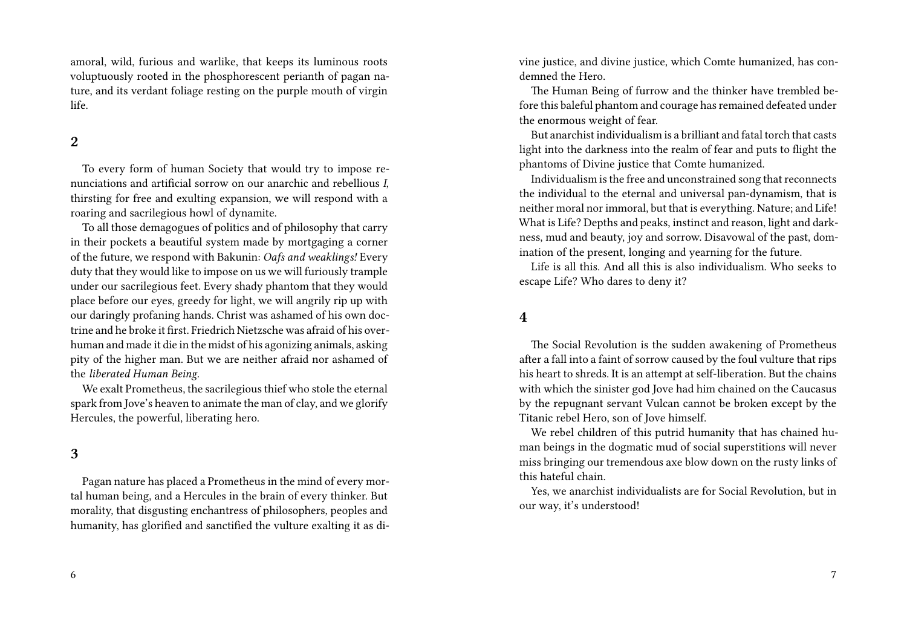amoral, wild, furious and warlike, that keeps its luminous roots voluptuously rooted in the phosphorescent perianth of pagan nature, and its verdant foliage resting on the purple mouth of virgin life.

## 2

To every form of human Society that would try to impose renunciations and artificial sorrow on our anarchic and rebellious *I*, thirsting for free and exulting expansion, we will respond with a roaring and sacrilegious howl of dynamite.

To all those demagogues of politics and of philosophy that carry in their pockets a beautiful system made by mortgaging a corner of the future, we respond with Bakunin: *Oafs and weaklings!* Every duty that they would like to impose on us we will furiously trample under our sacrilegious feet. Every shady phantom that they would place before our eyes, greedy for light, we will angrily rip up with our daringly profaning hands. Christ was ashamed of his own doctrine and he broke it first. Friedrich Nietzsche was afraid of his overhuman and made it die in the midst of his agonizing animals, asking pity of the higher man. But we are neither afraid nor ashamed of the *liberated Human Being*.

We exalt Prometheus, the sacrilegious thief who stole the eternal spark from Jove's heaven to animate the man of clay, and we glorify Hercules, the powerful, liberating hero.

## 3

Pagan nature has placed a Prometheus in the mind of every mortal human being, and a Hercules in the brain of every thinker. But morality, that disgusting enchantress of philosophers, peoples and humanity, has glorified and sanctified the vulture exalting it as divine justice, and divine justice, which Comte humanized, has condemned the Hero.

The Human Being of furrow and the thinker have trembled before this baleful phantom and courage has remained defeated under the enormous weight of fear.

But anarchist individualism is a brilliant and fatal torch that casts light into the darkness into the realm of fear and puts to flight the phantoms of Divine justice that Comte humanized.

Individualism is the free and unconstrained song that reconnects the individual to the eternal and universal pan-dynamism, that is neither moral nor immoral, but that is everything. Nature; and Life! What is Life? Depths and peaks, instinct and reason, light and darkness, mud and beauty, joy and sorrow. Disavowal of the past, domination of the present, longing and yearning for the future.

Life is all this. And all this is also individualism. Who seeks to escape Life? Who dares to deny it?

## 4

The Social Revolution is the sudden awakening of Prometheus after a fall into a faint of sorrow caused by the foul vulture that rips his heart to shreds. It is an attempt at self-liberation. But the chains with which the sinister god Jove had him chained on the Caucasus by the repugnant servant Vulcan cannot be broken except by the Titanic rebel Hero, son of Jove himself.

We rebel children of this putrid humanity that has chained human beings in the dogmatic mud of social superstitions will never miss bringing our tremendous axe blow down on the rusty links of this hateful chain.

Yes, we anarchist individualists are for Social Revolution, but in our way, it's understood!